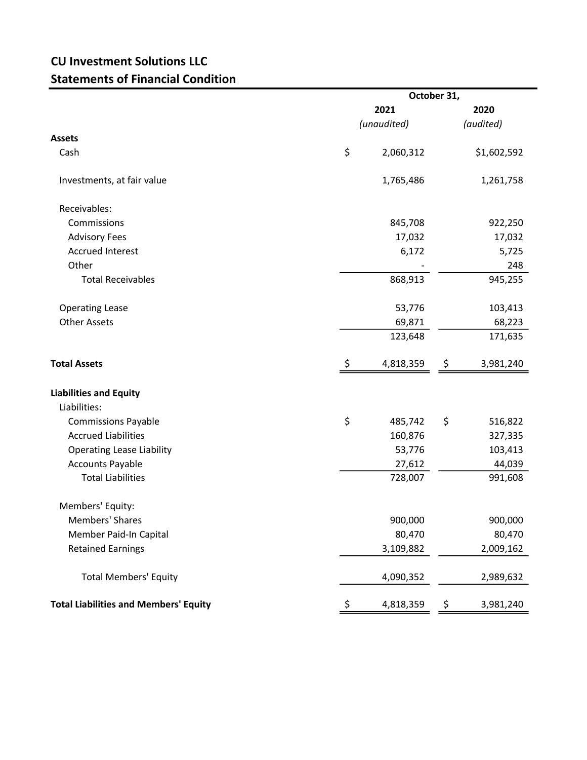# CU Investment Solutions LLC

## Statements of Financial Condition

| | October 31, | |
|---|---|---|
| | 2021 | 2020 |
| | *(unaudited)* | *(audited)* |
| **Assets** | | |
| Cash | $ 2,060,312 | $1,602,592 |
| Investments, at fair value | 1,765,486 | 1,261,758 |
| Receivables: | | |
| Commissions | 845,708 | 922,250 |
| Advisory Fees | 17,032 | 17,032 |
| Accrued Interest | 6,172 | 5,725 |
| Other | - | 248 |
| Total Receivables | 868,913 | 945,255 |
| Operating Lease | 53,776 | 103,413 |
| Other Assets | 69,871 | 68,223 |
| | 123,648 | 171,635 |
| **Total Assets** | $ 4,818,359 | $ 3,981,240 |
| **Liabilities and Equity** | | |
| Liabilities: | | |
| Commissions Payable | $ 485,742 | $ 516,822 |
| Accrued Liabilities | 160,876 | 327,335 |
| Operating Lease Liability | 53,776 | 103,413 |
| Accounts Payable | 27,612 | 44,039 |
| Total Liabilities | 728,007 | 991,608 |
| Members' Equity: | | |
| Members' Shares | 900,000 | 900,000 |
| Member Paid-In Capital | 80,470 | 80,470 |
| Retained Earnings | 3,109,882 | 2,009,162 |
| Total Members' Equity | 4,090,352 | 2,989,632 |
| **Total Liabilities and Members' Equity** | $ 4,818,359 | $ 3,981,240 |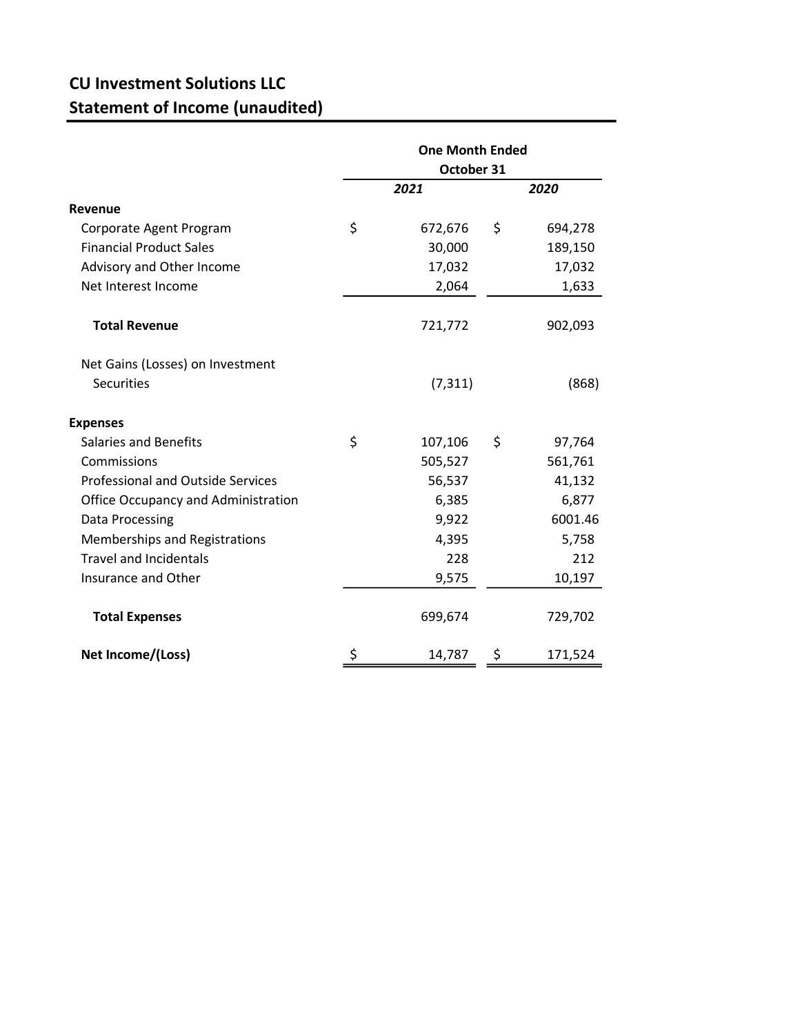# CU Investment Solutions LLC
## Statement of Income (unaudited)

| | One Month Ended October 31 | |
|---|---|---|
| | *2021* | *2020* |
| **Revenue** | | |
| Corporate Agent Program | $ 672,676 | $ 694,278 |
| Financial Product Sales | 30,000 | 189,150 |
| Advisory and Other Income | 17,032 | 17,032 |
| Net Interest Income | 2,064 | 1,633 |
| **Total Revenue** | 721,772 | 902,093 |
| Net Gains (Losses) on Investment Securities | (7,311) | (868) |
| **Expenses** | | |
| Salaries and Benefits | $ 107,106 | $ 97,764 |
| Commissions | 505,527 | 561,761 |
| Professional and Outside Services | 56,537 | 41,132 |
| Office Occupancy and Administration | 6,385 | 6,877 |
| Data Processing | 9,922 | 6001.46 |
| Memberships and Registrations | 4,395 | 5,758 |
| Travel and Incidentals | 228 | 212 |
| Insurance and Other | 9,575 | 10,197 |
| **Total Expenses** | 699,674 | 729,702 |
| **Net Income/(Loss)** | $ 14,787 | $ 171,524 |